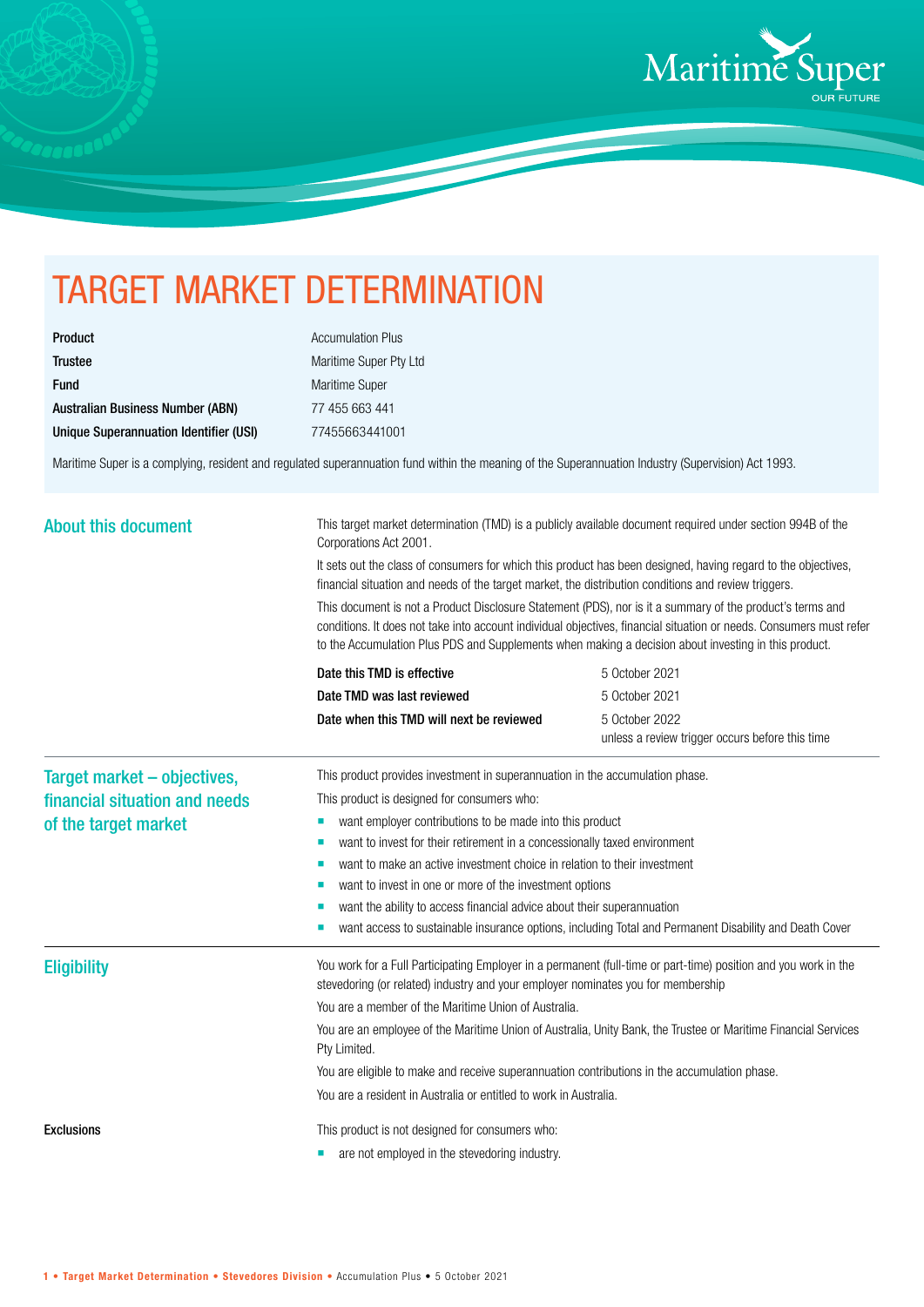# TARGET MARKET DETERMINATION

| | |
|---|---|
| **Product** | Accumulation Plus |
| **Trustee** | Maritime Super Pty Ltd |
| **Fund** | Maritime Super |
| **Australian Business Number (ABN)** | 77 455 663 441 |
| **Unique Superannuation Identifier (USI)** | 77455663441001 |

Maritime Super is a complying, resident and regulated superannuation fund within the meaning of the Superannuation Industry (Supervision) Act 1993.

## About this document

This target market determination (TMD) is a publicly available document required under section 994B of the Corporations Act 2001.

It sets out the class of consumers for which this product has been designed, having regard to the objectives, financial situation and needs of the target market, the distribution conditions and review triggers.

This document is not a Product Disclosure Statement (PDS), nor is it a summary of the product's terms and conditions. It does not take into account individual objectives, financial situation or needs. Consumers must refer to the Accumulation Plus PDS and Supplements when making a decision about investing in this product.

| | |
|---|---|
| **Date this TMD is effective** | 5 October 2021 |
| **Date TMD was last reviewed** | 5 October 2021 |
| **Date when this TMD will next be reviewed** | 5 October 2022 unless a review trigger occurs before this time |

## Target market – objectives, financial situation and needs of the target market

This product provides investment in superannuation in the accumulation phase.

This product is designed for consumers who:

- want employer contributions to be made into this product
- want to invest for their retirement in a concessionally taxed environment
- want to make an active investment choice in relation to their investment
- want to invest in one or more of the investment options
- want the ability to access financial advice about their superannuation
- want access to sustainable insurance options, including Total and Permanent Disability and Death Cover

## Eligibility

You work for a Full Participating Employer in a permanent (full-time or part-time) position and you work in the stevedoring (or related) industry and your employer nominates you for membership

You are a member of the Maritime Union of Australia.

You are an employee of the Maritime Union of Australia, Unity Bank, the Trustee or Maritime Financial Services Pty Limited.

You are eligible to make and receive superannuation contributions in the accumulation phase.

You are a resident in Australia or entitled to work in Australia.

### Exclusions

This product is not designed for consumers who:

- are not employed in the stevedoring industry.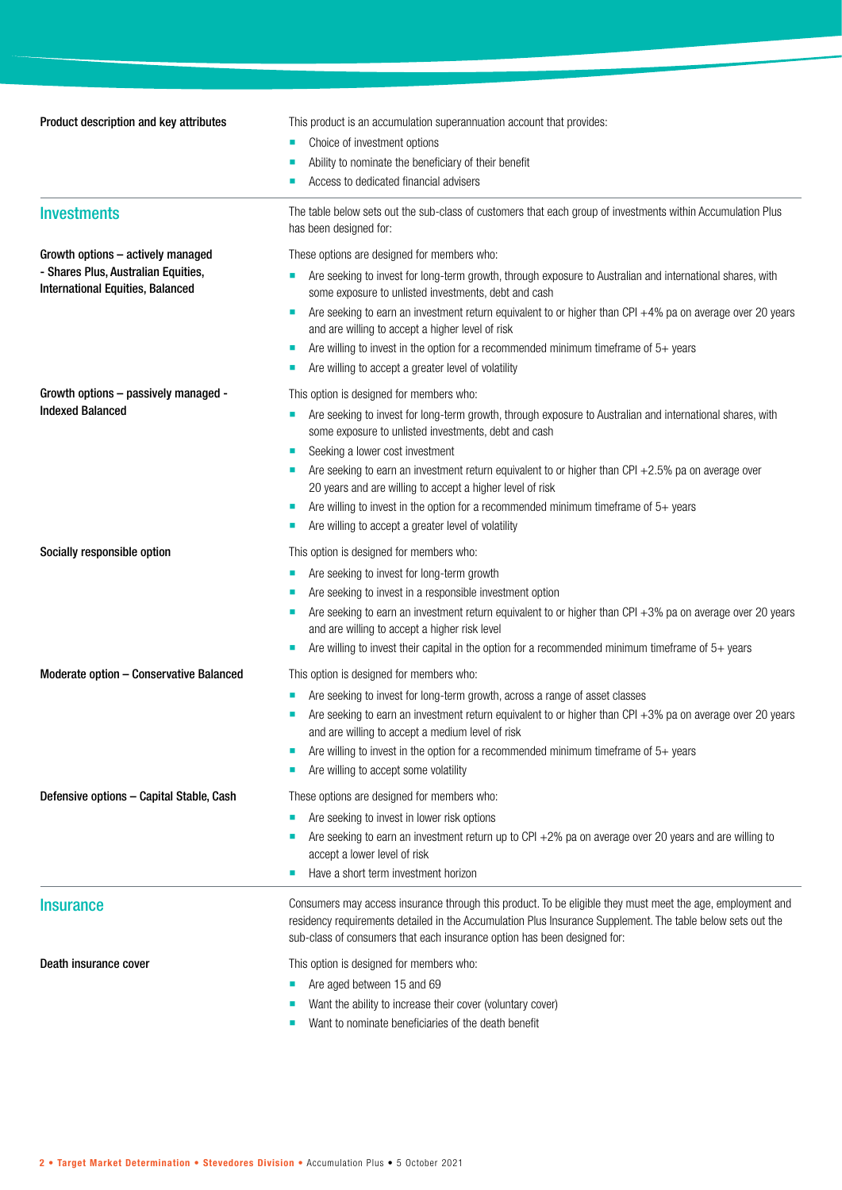**Product description and key attributes**

This product is an accumulation superannuation account that provides:

- Choice of investment options
- Ability to nominate the beneficiary of their benefit
- Access to dedicated financial advisers

## Investments

The table below sets out the sub-class of customers that each group of investments within Accumulation Plus has been designed for:

**Growth options – actively managed - Shares Plus, Australian Equities, International Equities, Balanced**

These options are designed for members who:

- Are seeking to invest for long-term growth, through exposure to Australian and international shares, with some exposure to unlisted investments, debt and cash
- Are seeking to earn an investment return equivalent to or higher than CPI +4% pa on average over 20 years and are willing to accept a higher level of risk
- Are willing to invest in the option for a recommended minimum timeframe of 5+ years
- Are willing to accept a greater level of volatility

**Growth options – passively managed - Indexed Balanced**

This option is designed for members who:

- Are seeking to invest for long-term growth, through exposure to Australian and international shares, with some exposure to unlisted investments, debt and cash
- Seeking a lower cost investment
- Are seeking to earn an investment return equivalent to or higher than CPI +2.5% pa on average over 20 years and are willing to accept a higher level of risk
- Are willing to invest in the option for a recommended minimum timeframe of 5+ years
- Are willing to accept a greater level of volatility

**Socially responsible option**

This option is designed for members who:

- Are seeking to invest for long-term growth
- Are seeking to invest in a responsible investment option
- Are seeking to earn an investment return equivalent to or higher than CPI +3% pa on average over 20 years and are willing to accept a higher risk level
- Are willing to invest their capital in the option for a recommended minimum timeframe of 5+ years

**Moderate option – Conservative Balanced**

This option is designed for members who:

- Are seeking to invest for long-term growth, across a range of asset classes
- Are seeking to earn an investment return equivalent to or higher than CPI +3% pa on average over 20 years and are willing to accept a medium level of risk
- Are willing to invest in the option for a recommended minimum timeframe of 5+ years
- Are willing to accept some volatility

**Defensive options – Capital Stable, Cash**

These options are designed for members who:

- Are seeking to invest in lower risk options
- Are seeking to earn an investment return up to CPI +2% pa on average over 20 years and are willing to accept a lower level of risk
- Have a short term investment horizon

## Insurance

Consumers may access insurance through this product. To be eligible they must meet the age, employment and residency requirements detailed in the Accumulation Plus Insurance Supplement. The table below sets out the sub-class of consumers that each insurance option has been designed for:

**Death insurance cover**

This option is designed for members who:

- Are aged between 15 and 69
- Want the ability to increase their cover (voluntary cover)
- Want to nominate beneficiaries of the death benefit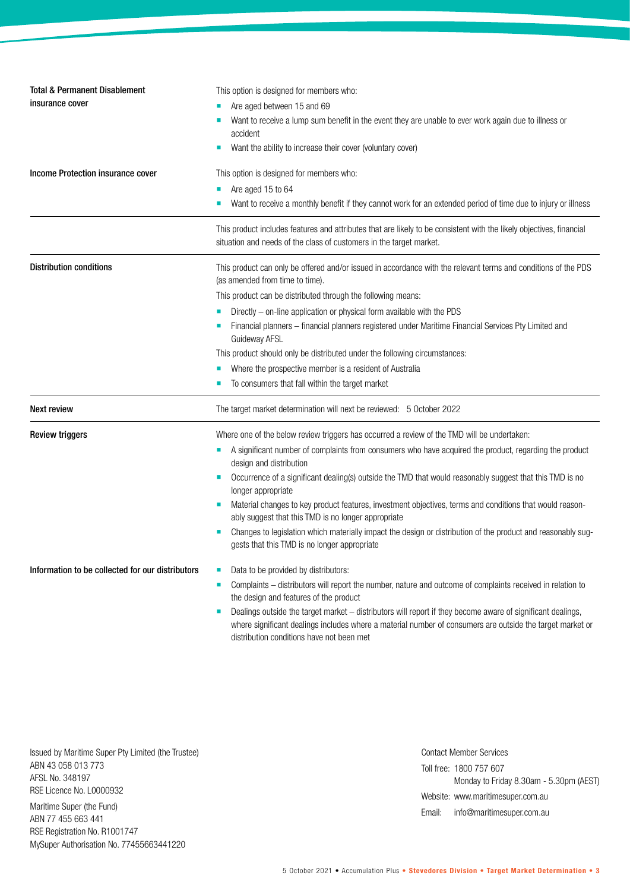| | |
|---|---|
| **Total & Permanent Disablement insurance cover** | This option is designed for members who:<br>• Are aged between 15 and 69<br>• Want to receive a lump sum benefit in the event they are unable to ever work again due to illness or accident<br>• Want the ability to increase their cover (voluntary cover) |
| **Income Protection insurance cover** | This option is designed for members who:<br>• Are aged 15 to 64<br>• Want to receive a monthly benefit if they cannot work for an extended period of time due to injury or illness |
| | This product includes features and attributes that are likely to be consistent with the likely objectives, financial situation and needs of the class of customers in the target market. |
| **Distribution conditions** | This product can only be offered and/or issued in accordance with the relevant terms and conditions of the PDS (as amended from time to time).<br>This product can be distributed through the following means:<br>• Directly – on-line application or physical form available with the PDS<br>• Financial planners – financial planners registered under Maritime Financial Services Pty Limited and Guideway AFSL<br>This product should only be distributed under the following circumstances:<br>• Where the prospective member is a resident of Australia<br>• To consumers that fall within the target market |
| **Next review** | The target market determination will next be reviewed: 5 October 2022 |
| **Review triggers** | Where one of the below review triggers has occurred a review of the TMD will be undertaken:<br>• A significant number of complaints from consumers who have acquired the product, regarding the product design and distribution<br>• Occurrence of a significant dealing(s) outside the TMD that would reasonably suggest that this TMD is no longer appropriate<br>• Material changes to key product features, investment objectives, terms and conditions that would reasonably suggest that this TMD is no longer appropriate<br>• Changes to legislation which materially impact the design or distribution of the product and reasonably suggests that this TMD is no longer appropriate |
| **Information to be collected for our distributors** | • Data to be provided by distributors:<br>• Complaints – distributors will report the number, nature and outcome of complaints received in relation to the design and features of the product<br>• Dealings outside the target market – distributors will report if they become aware of significant dealings, where significant dealings includes where a material number of consumers are outside the target market or distribution conditions have not been met |

Issued by Maritime Super Pty Limited (the Trustee)
ABN 43 058 013 773
AFSL No. 348197
RSE Licence No. L0000932

Maritime Super (the Fund)
ABN 77 455 663 441
RSE Registration No. R1001747
MySuper Authorisation No. 77455663441220

Contact Member Services

Toll free: 1800 757 607
Monday to Friday 8.30am - 5.30pm (AEST)

Website: www.maritimesuper.com.au

Email: info@maritimesuper.com.au